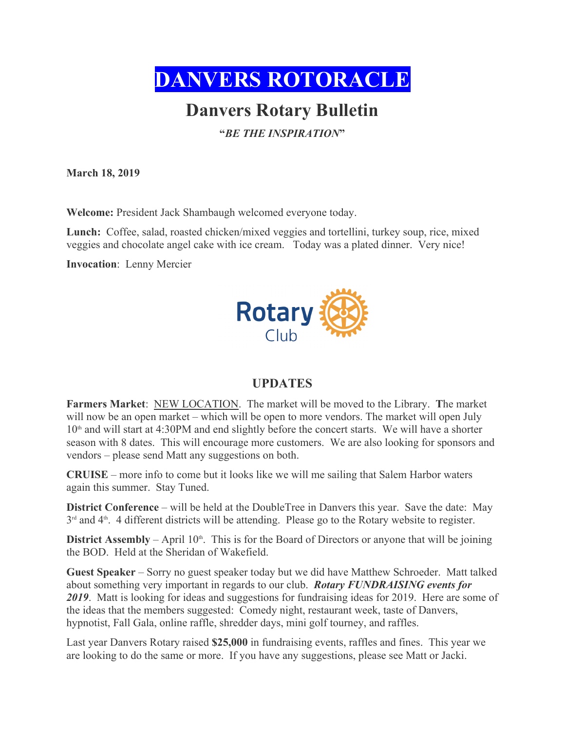# DANVERS ROTORACLE

## Danvers Rotary Bulletin

**"*BE THE INSPIRATION*"**

**March 18, 2019**

**Welcome:** President Jack Shambaugh welcomed everyone today.

**Lunch:** Coffee, salad, roasted chicken/mixed veggies and tortellini, turkey soup, rice, mixed veggies and chocolate angel cake with ice cream. Today was a plated dinner. Very nice!

**Invocation**: Lenny Mercier

## UPDATES

**Farmers Market**: NEW LOCATION. The market will be moved to the Library. **T**he market will now be an open market – which will be open to more vendors. The market will open July 10th and will start at 4:30PM and end slightly before the concert starts. We will have a shorter season with 8 dates. This will encourage more customers. We are also looking for sponsors and vendors – please send Matt any suggestions on both.

**CRUISE** – more info to come but it looks like we will me sailing that Salem Harbor waters again this summer. Stay Tuned.

**District Conference** – will be held at the DoubleTree in Danvers this year. Save the date: May 3rd and 4th. 4 different districts will be attending. Please go to the Rotary website to register.

**District Assembly** – April 10th. This is for the Board of Directors or anyone that will be joining the BOD. Held at the Sheridan of Wakefield.

**Guest Speaker** – Sorry no guest speaker today but we did have Matthew Schroeder. Matt talked about something very important in regards to our club. ***Rotary FUNDRAISING events for 2019***. Matt is looking for ideas and suggestions for fundraising ideas for 2019. Here are some of the ideas that the members suggested: Comedy night, restaurant week, taste of Danvers, hypnotist, Fall Gala, online raffle, shredder days, mini golf tourney, and raffles.

Last year Danvers Rotary raised **$25,000** in fundraising events, raffles and fines. This year we are looking to do the same or more. If you have any suggestions, please see Matt or Jacki.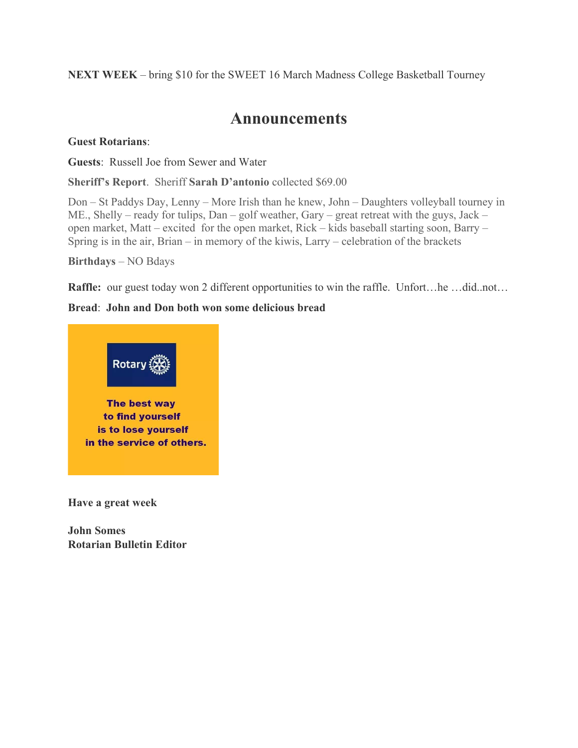**NEXT WEEK** – bring $10 for the SWEET 16 March Madness College Basketball Tourney

# Announcements

**Guest Rotarians**:

**Guests**: Russell Joe from Sewer and Water

**Sheriff's Report**. Sheriff **Sarah D'antonio** collected $69.00

Don – St Paddys Day, Lenny – More Irish than he knew, John – Daughters volleyball tourney in ME., Shelly – ready for tulips, Dan – golf weather, Gary – great retreat with the guys, Jack – open market, Matt – excited for the open market, Rick – kids baseball starting soon, Barry – Spring is in the air, Brian – in memory of the kiwis, Larry – celebration of the brackets

**Birthdays** – NO Bdays

**Raffle:** our guest today won 2 different opportunities to win the raffle. Unfort…he …did..not…

**Bread**: **John and Don both won some delicious bread**

Rotary

The best way
to find yourself
is to lose yourself
in the service of others.

**Have a great week**

**John Somes**
**Rotarian Bulletin Editor**